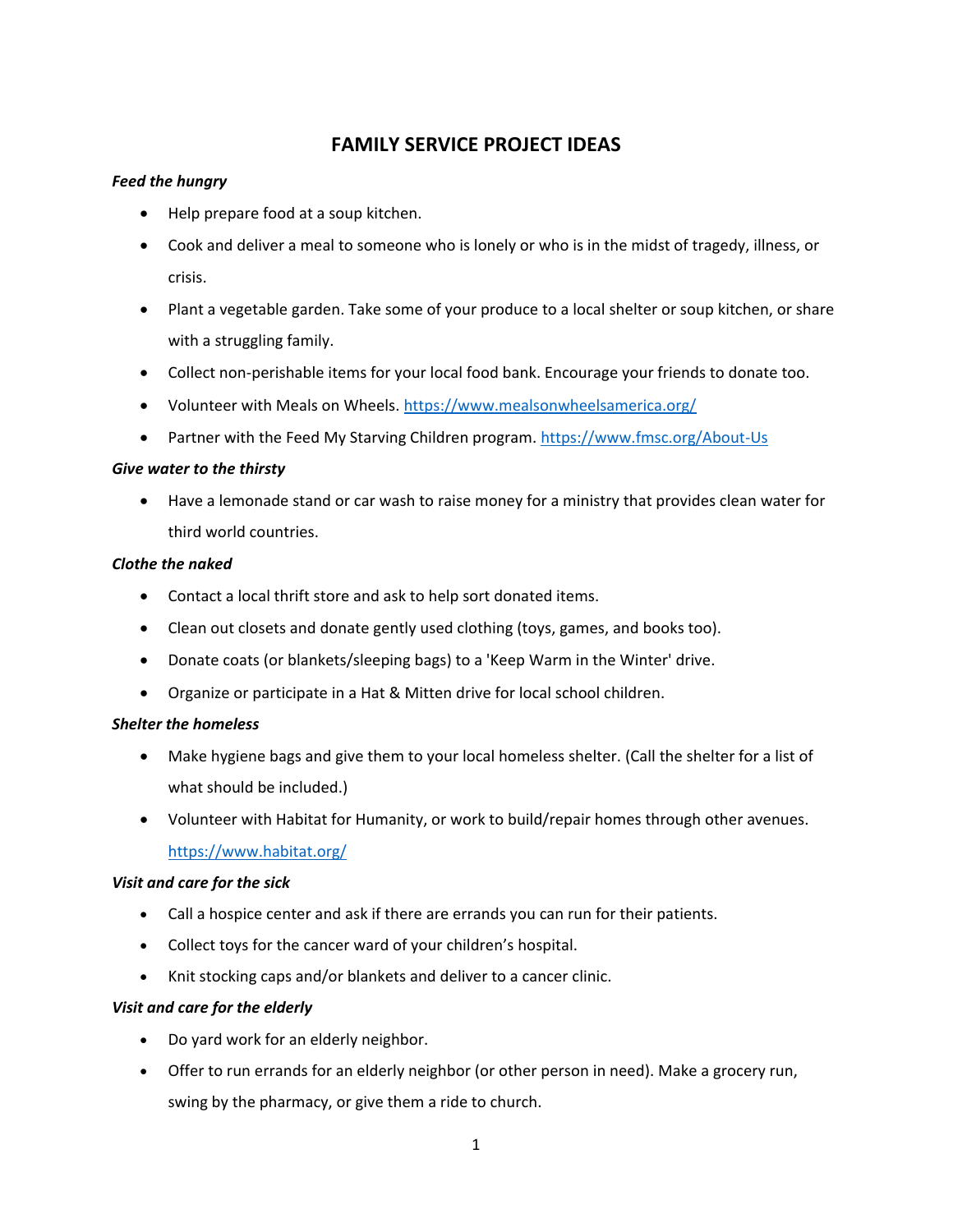# FAMILY SERVICE PROJECT IDEAS

***Feed the hungry***

- Help prepare food at a soup kitchen.
- Cook and deliver a meal to someone who is lonely or who is in the midst of tragedy, illness, or crisis.
- Plant a vegetable garden. Take some of your produce to a local shelter or soup kitchen, or share with a struggling family.
- Collect non-perishable items for your local food bank. Encourage your friends to donate too.
- Volunteer with Meals on Wheels. https://www.mealsonwheelsamerica.org/
- Partner with the Feed My Starving Children program. https://www.fmsc.org/About-Us

***Give water to the thirsty***

- Have a lemonade stand or car wash to raise money for a ministry that provides clean water for third world countries.

***Clothe the naked***

- Contact a local thrift store and ask to help sort donated items.
- Clean out closets and donate gently used clothing (toys, games, and books too).
- Donate coats (or blankets/sleeping bags) to a 'Keep Warm in the Winter' drive.
- Organize or participate in a Hat & Mitten drive for local school children.

***Shelter the homeless***

- Make hygiene bags and give them to your local homeless shelter. (Call the shelter for a list of what should be included.)
- Volunteer with Habitat for Humanity, or work to build/repair homes through other avenues. https://www.habitat.org/

***Visit and care for the sick***

- Call a hospice center and ask if there are errands you can run for their patients.
- Collect toys for the cancer ward of your children's hospital.
- Knit stocking caps and/or blankets and deliver to a cancer clinic.

***Visit and care for the elderly***

- Do yard work for an elderly neighbor.
- Offer to run errands for an elderly neighbor (or other person in need). Make a grocery run, swing by the pharmacy, or give them a ride to church.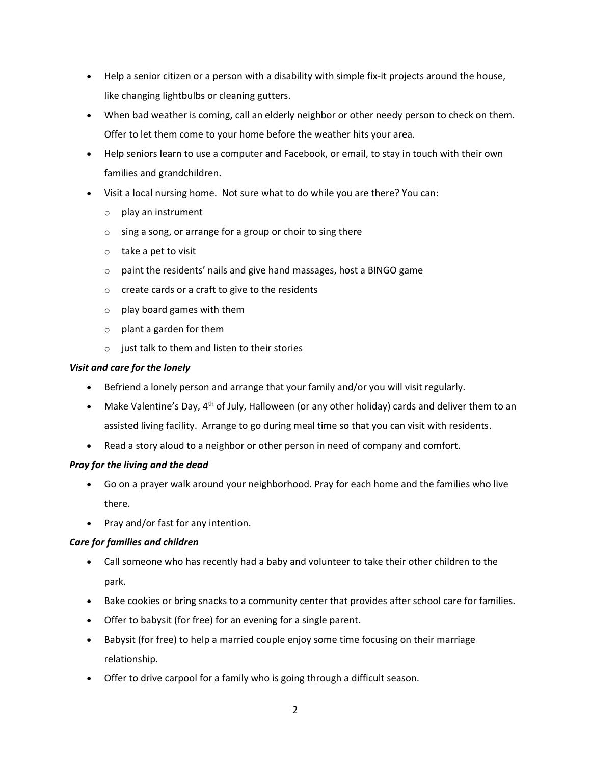- Help a senior citizen or a person with a disability with simple fix-it projects around the house, like changing lightbulbs or cleaning gutters.
- When bad weather is coming, call an elderly neighbor or other needy person to check on them. Offer to let them come to your home before the weather hits your area.
- Help seniors learn to use a computer and Facebook, or email, to stay in touch with their own families and grandchildren.
- Visit a local nursing home. Not sure what to do while you are there? You can:
  - play an instrument
  - sing a song, or arrange for a group or choir to sing there
  - take a pet to visit
  - paint the residents' nails and give hand massages, host a BINGO game
  - create cards or a craft to give to the residents
  - play board games with them
  - plant a garden for them
  - just talk to them and listen to their stories

***Visit and care for the lonely***

- Befriend a lonely person and arrange that your family and/or you will visit regularly.
- Make Valentine's Day, 4th of July, Halloween (or any other holiday) cards and deliver them to an assisted living facility. Arrange to go during meal time so that you can visit with residents.
- Read a story aloud to a neighbor or other person in need of company and comfort.

***Pray for the living and the dead***

- Go on a prayer walk around your neighborhood. Pray for each home and the families who live there.
- Pray and/or fast for any intention.

***Care for families and children***

- Call someone who has recently had a baby and volunteer to take their other children to the park.
- Bake cookies or bring snacks to a community center that provides after school care for families.
- Offer to babysit (for free) for an evening for a single parent.
- Babysit (for free) to help a married couple enjoy some time focusing on their marriage relationship.
- Offer to drive carpool for a family who is going through a difficult season.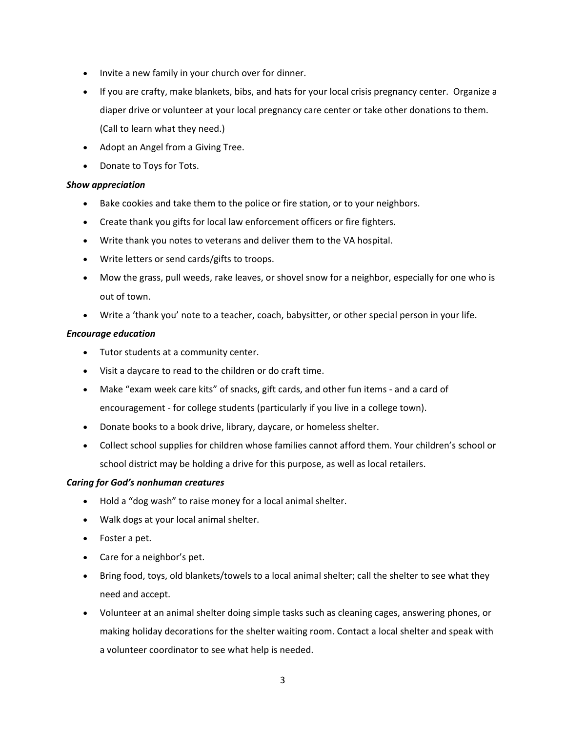- Invite a new family in your church over for dinner.
- If you are crafty, make blankets, bibs, and hats for your local crisis pregnancy center. Organize a diaper drive or volunteer at your local pregnancy care center or take other donations to them. (Call to learn what they need.)
- Adopt an Angel from a Giving Tree.
- Donate to Toys for Tots.

***Show appreciation***

- Bake cookies and take them to the police or fire station, or to your neighbors.
- Create thank you gifts for local law enforcement officers or fire fighters.
- Write thank you notes to veterans and deliver them to the VA hospital.
- Write letters or send cards/gifts to troops.
- Mow the grass, pull weeds, rake leaves, or shovel snow for a neighbor, especially for one who is out of town.
- Write a 'thank you' note to a teacher, coach, babysitter, or other special person in your life.

***Encourage education***

- Tutor students at a community center.
- Visit a daycare to read to the children or do craft time.
- Make "exam week care kits" of snacks, gift cards, and other fun items - and a card of encouragement - for college students (particularly if you live in a college town).
- Donate books to a book drive, library, daycare, or homeless shelter.
- Collect school supplies for children whose families cannot afford them. Your children's school or school district may be holding a drive for this purpose, as well as local retailers.

***Caring for God's nonhuman creatures***

- Hold a "dog wash" to raise money for a local animal shelter.
- Walk dogs at your local animal shelter.
- Foster a pet.
- Care for a neighbor's pet.
- Bring food, toys, old blankets/towels to a local animal shelter; call the shelter to see what they need and accept.
- Volunteer at an animal shelter doing simple tasks such as cleaning cages, answering phones, or making holiday decorations for the shelter waiting room. Contact a local shelter and speak with a volunteer coordinator to see what help is needed.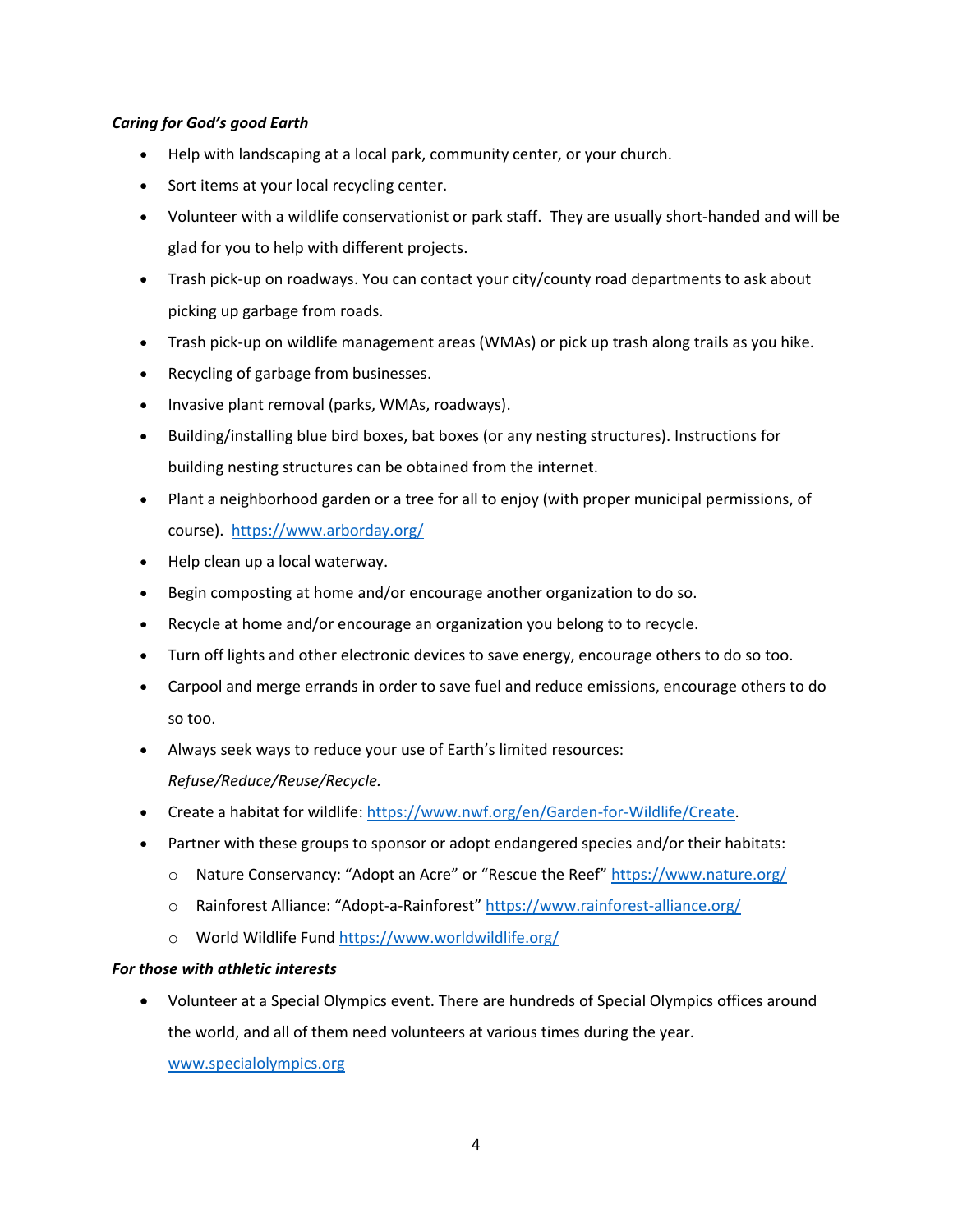***Caring for God's good Earth***

- Help with landscaping at a local park, community center, or your church.
- Sort items at your local recycling center.
- Volunteer with a wildlife conservationist or park staff. They are usually short-handed and will be glad for you to help with different projects.
- Trash pick-up on roadways. You can contact your city/county road departments to ask about picking up garbage from roads.
- Trash pick-up on wildlife management areas (WMAs) or pick up trash along trails as you hike.
- Recycling of garbage from businesses.
- Invasive plant removal (parks, WMAs, roadways).
- Building/installing blue bird boxes, bat boxes (or any nesting structures). Instructions for building nesting structures can be obtained from the internet.
- Plant a neighborhood garden or a tree for all to enjoy (with proper municipal permissions, of course). https://www.arborday.org/
- Help clean up a local waterway.
- Begin composting at home and/or encourage another organization to do so.
- Recycle at home and/or encourage an organization you belong to to recycle.
- Turn off lights and other electronic devices to save energy, encourage others to do so too.
- Carpool and merge errands in order to save fuel and reduce emissions, encourage others to do so too.
- Always seek ways to reduce your use of Earth's limited resources: *Refuse/Reduce/Reuse/Recycle.*
- Create a habitat for wildlife: https://www.nwf.org/en/Garden-for-Wildlife/Create.
- Partner with these groups to sponsor or adopt endangered species and/or their habitats:
  - Nature Conservancy: "Adopt an Acre" or "Rescue the Reef" https://www.nature.org/
  - Rainforest Alliance: "Adopt-a-Rainforest" https://www.rainforest-alliance.org/
  - World Wildlife Fund https://www.worldwildlife.org/

***For those with athletic interests***

- Volunteer at a Special Olympics event. There are hundreds of Special Olympics offices around the world, and all of them need volunteers at various times during the year. www.specialolympics.org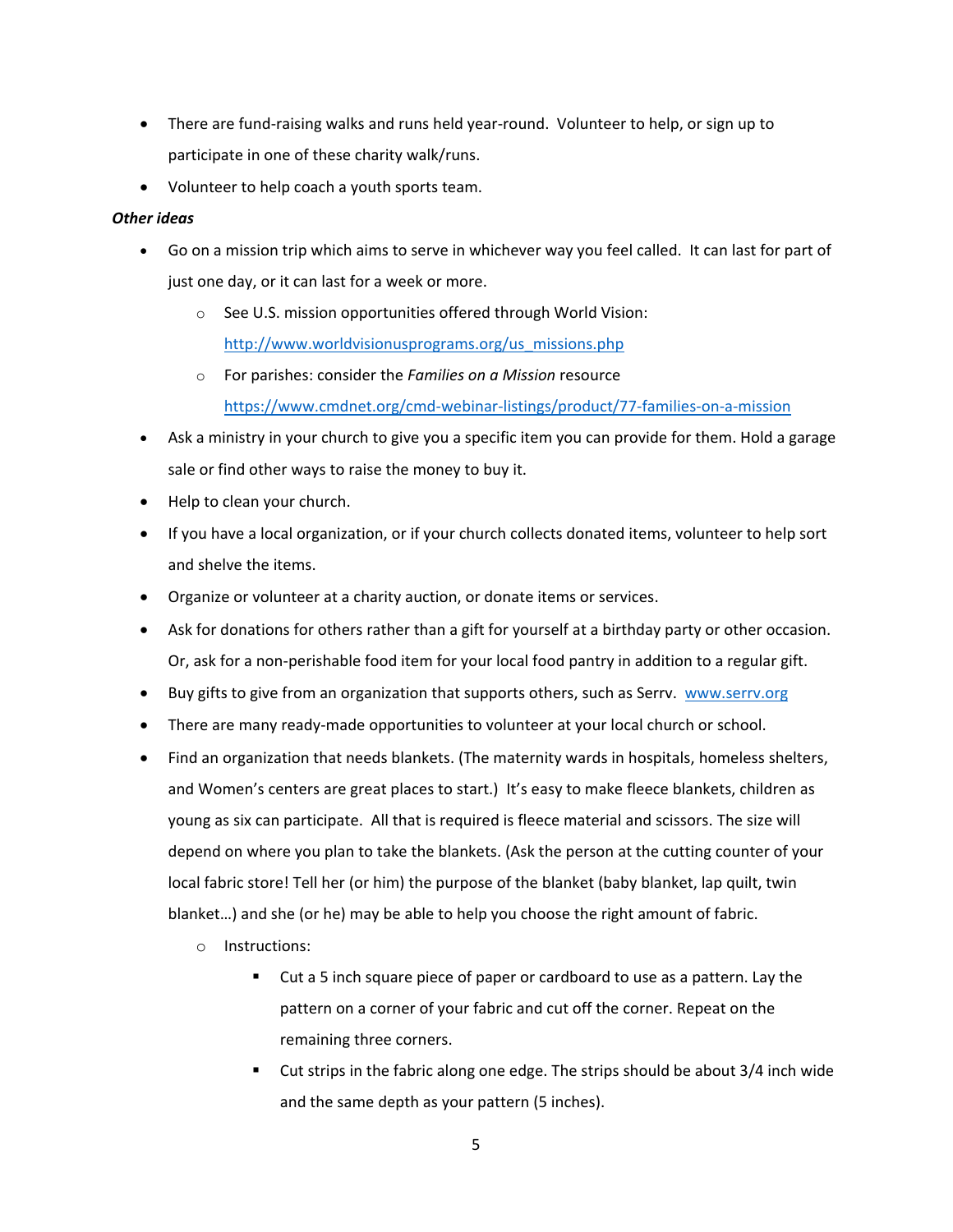- There are fund-raising walks and runs held year-round. Volunteer to help, or sign up to participate in one of these charity walk/runs.
- Volunteer to help coach a youth sports team.

***Other ideas***

- Go on a mission trip which aims to serve in whichever way you feel called. It can last for part of just one day, or it can last for a week or more.
  - See U.S. mission opportunities offered through World Vision: [http://www.worldvisionusprograms.org/us_missions.php](http://www.worldvisionusprograms.org/us_missions.php)
  - For parishes: consider the *Families on a Mission* resource [https://www.cmdnet.org/cmd-webinar-listings/product/77-families-on-a-mission](https://www.cmdnet.org/cmd-webinar-listings/product/77-families-on-a-mission)
- Ask a ministry in your church to give you a specific item you can provide for them. Hold a garage sale or find other ways to raise the money to buy it.
- Help to clean your church.
- If you have a local organization, or if your church collects donated items, volunteer to help sort and shelve the items.
- Organize or volunteer at a charity auction, or donate items or services.
- Ask for donations for others rather than a gift for yourself at a birthday party or other occasion. Or, ask for a non-perishable food item for your local food pantry in addition to a regular gift.
- Buy gifts to give from an organization that supports others, such as Serrv. [www.serrv.org](www.serrv.org)
- There are many ready-made opportunities to volunteer at your local church or school.
- Find an organization that needs blankets. (The maternity wards in hospitals, homeless shelters, and Women's centers are great places to start.) It's easy to make fleece blankets, children as young as six can participate. All that is required is fleece material and scissors. The size will depend on where you plan to take the blankets. (Ask the person at the cutting counter of your local fabric store! Tell her (or him) the purpose of the blanket (baby blanket, lap quilt, twin blanket…) and she (or he) may be able to help you choose the right amount of fabric.
  - Instructions:
    - Cut a 5 inch square piece of paper or cardboard to use as a pattern. Lay the pattern on a corner of your fabric and cut off the corner. Repeat on the remaining three corners.
    - Cut strips in the fabric along one edge. The strips should be about 3/4 inch wide and the same depth as your pattern (5 inches).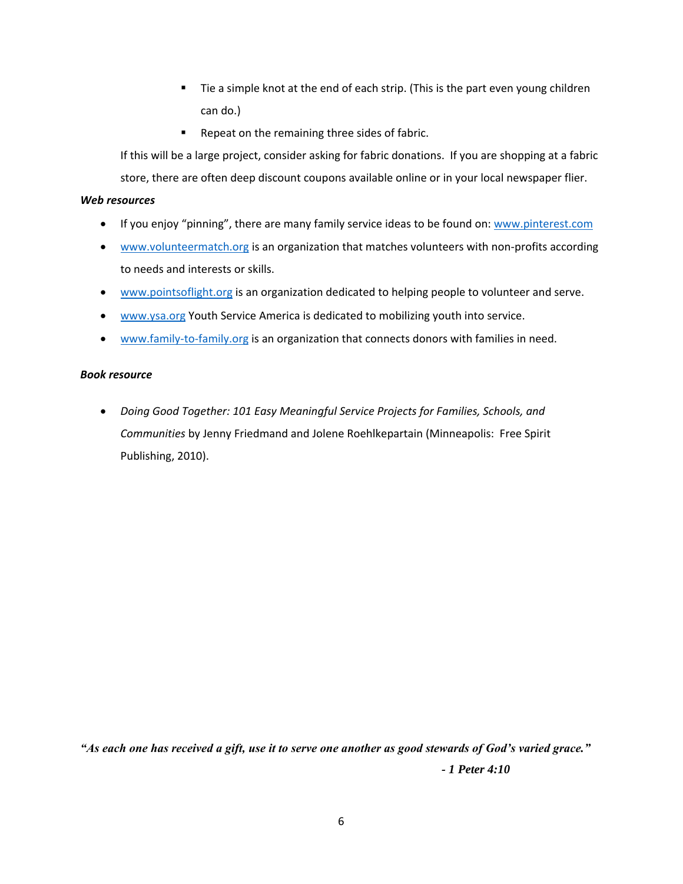- Tie a simple knot at the end of each strip. (This is the part even young children can do.)
   - Repeat on the remaining three sides of fabric.

If this will be a large project, consider asking for fabric donations. If you are shopping at a fabric store, there are often deep discount coupons available online or in your local newspaper flier.

***Web resources***

- If you enjoy "pinning", there are many family service ideas to be found on: www.pinterest.com
- www.volunteermatch.org is an organization that matches volunteers with non-profits according to needs and interests or skills.
- www.pointsoflight.org is an organization dedicated to helping people to volunteer and serve.
- www.ysa.org Youth Service America is dedicated to mobilizing youth into service.
- www.family-to-family.org is an organization that connects donors with families in need.

***Book resource***

- *Doing Good Together: 101 Easy Meaningful Service Projects for Families, Schools, and Communities* by Jenny Friedmand and Jolene Roehlkepartain (Minneapolis: Free Spirit Publishing, 2010).

***"As each one has received a gift, use it to serve one another as good stewards of God's varied grace."***

***- 1 Peter 4:10***